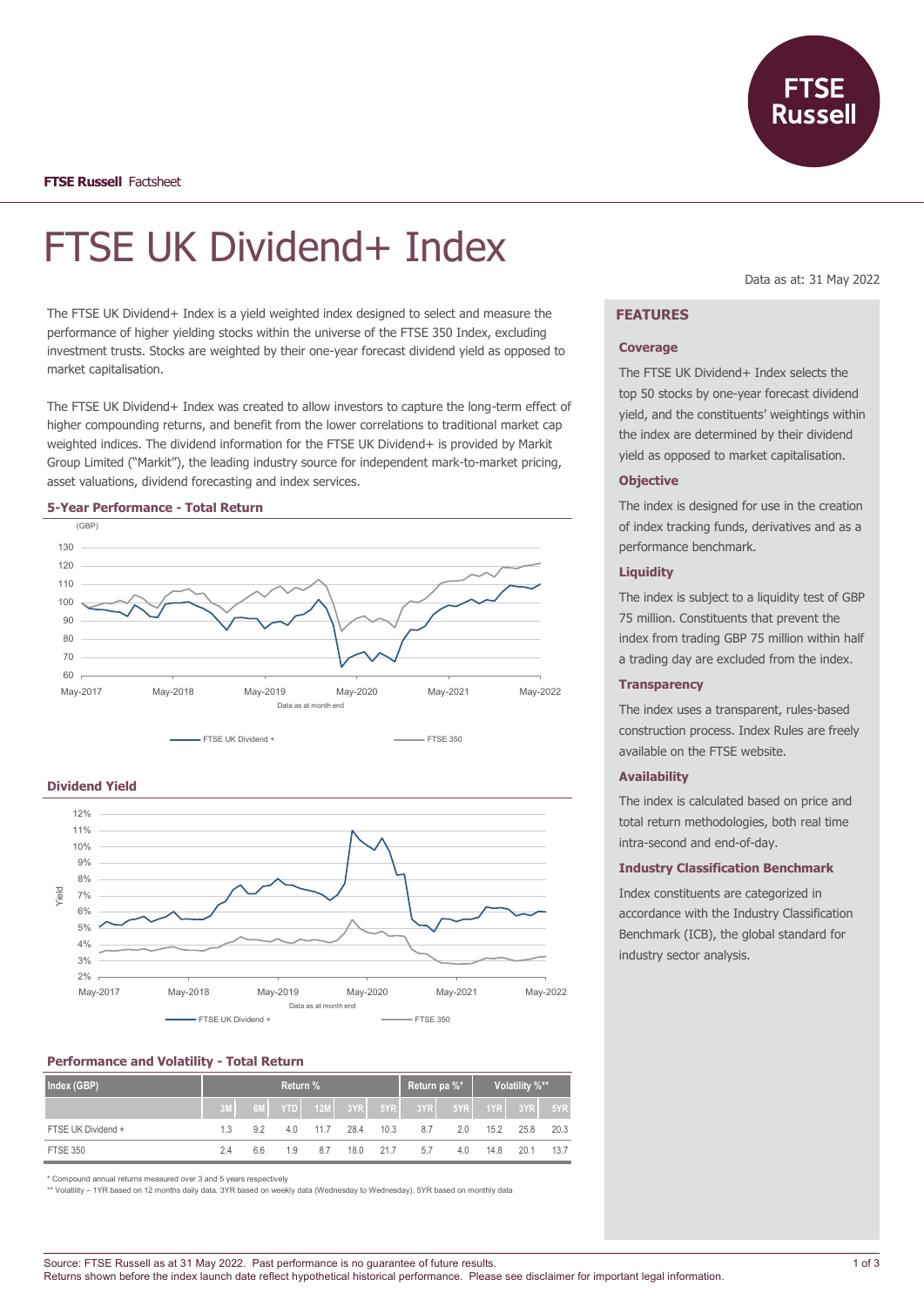**FTSE Russell** Factsheet

# FTSE UK Dividend+ Index

Data as at: 31 May 2022

The FTSE UK Dividend+ Index is a yield weighted index designed to select and measure the performance of higher yielding stocks within the universe of the FTSE 350 Index, excluding investment trusts. Stocks are weighted by their one-year forecast dividend yield as opposed to market capitalisation.

The FTSE UK Dividend+ Index was created to allow investors to capture the long-term effect of higher compounding returns, and benefit from the lower correlations to traditional market cap weighted indices. The dividend information for the FTSE UK Dividend+ is provided by Markit Group Limited ("Markit"), the leading industry source for independent mark-to-market pricing, asset valuations, dividend forecasting and index services.

### 5-Year Performance - Total Return

(GBP)
130
120
110
100
90
80
70
60
May-2017 May-2018 May-2019 May-2020 May-2021 May-2022
Data as at month end
FTSE UK Dividend + FTSE 350

### Dividend Yield

Yield
12%
11%
10%
9%
8%
7%
6%
5%
4%
3%
2%
May-2017 May-2018 May-2019 May-2020 May-2021 May-2022
Data as at month end
FTSE UK Dividend + FTSE 350

### Performance and Volatility - Total Return

| Index (GBP) | Return % | | | | | | Return pa %* | | Volatility %** | | |
|---|---|---|---|---|---|---|---|---|---|---|---|
| | 3M | 6M | YTD | 12M | 3YR | 5YR | 3YR | 5YR | 1YR | 3YR | 5YR |
| FTSE UK Dividend + | 1.3 | 9.2 | 4.0 | 11.7 | 28.4 | 10.3 | 8.7 | 2.0 | 15.2 | 25.8 | 20.3 |
| FTSE 350 | 2.4 | 6.6 | 1.9 | 8.7 | 18.0 | 21.7 | 5.7 | 4.0 | 14.8 | 20.1 | 13.7 |

\* Compound annual returns measured over 3 and 5 years respectively

\*\* Volatility – 1YR based on 12 months daily data. 3YR based on weekly data (Wednesday to Wednesday). 5YR based on monthly data

## FEATURES

### Coverage

The FTSE UK Dividend+ Index selects the top 50 stocks by one-year forecast dividend yield, and the constituents' weightings within the index are determined by their dividend yield as opposed to market capitalisation.

### Objective

The index is designed for use in the creation of index tracking funds, derivatives and as a performance benchmark.

### Liquidity

The index is subject to a liquidity test of GBP 75 million. Constituents that prevent the index from trading GBP 75 million within half a trading day are excluded from the index.

### Transparency

The index uses a transparent, rules-based construction process. Index Rules are freely available on the FTSE website.

### Availability

The index is calculated based on price and total return methodologies, both real time intra-second and end-of-day.

### Industry Classification Benchmark

Index constituents are categorized in accordance with the Industry Classification Benchmark (ICB), the global standard for industry sector analysis.

Source: FTSE Russell as at 31 May 2022. Past performance is no guarantee of future results.
Returns shown before the index launch date reflect hypothetical historical performance. Please see disclaimer for important legal information.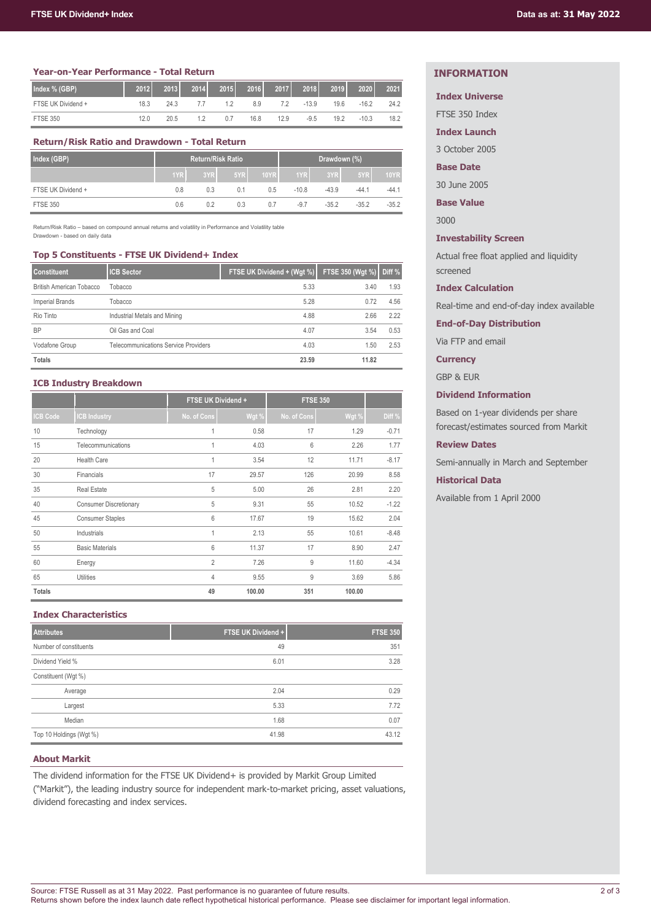## Year-on-Year Performance - Total Return

| Index % (GBP) | 2012 | 2013 | 2014 | 2015 | 2016 | 2017 | 2018 | 2019 | 2020 | 2021 |
|---|---|---|---|---|---|---|---|---|---|---|
| FTSE UK Dividend + | 18.3 | 24.3 | 7.7 | 1.2 | 8.9 | 7.2 | -13.9 | 19.6 | -16.2 | 24.2 |
| FTSE 350 | 12.0 | 20.5 | 1.2 | 0.7 | 16.8 | 12.9 | -9.5 | 19.2 | -10.3 | 18.2 |

## Return/Risk Ratio and Drawdown - Total Return

| Index (GBP) | Return/Risk Ratio | | | | Drawdown (%) | | | |
|---|---|---|---|---|---|---|---|---|
| | 1YR | 3YR | 5YR | 10YR | 1YR | 3YR | 5YR | 10YR |
| FTSE UK Dividend + | 0.8 | 0.3 | 0.1 | 0.5 | -10.8 | -43.9 | -44.1 | -44.1 |
| FTSE 350 | 0.6 | 0.2 | 0.3 | 0.7 | -9.7 | -35.2 | -35.2 | -35.2 |

Return/Risk Ratio – based on compound annual returns and volatility in Performance and Volatility table
Drawdown - based on daily data

## Top 5 Constituents - FTSE UK Dividend+ Index

| Constituent | ICB Sector | FTSE UK Dividend + (Wgt %) | FTSE 350 (Wgt %) | Diff % |
|---|---|---|---|---|
| British American Tobacco | Tobacco | 5.33 | 3.40 | 1.93 |
| Imperial Brands | Tobacco | 5.28 | 0.72 | 4.56 |
| Rio Tinto | Industrial Metals and Mining | 4.88 | 2.66 | 2.22 |
| BP | Oil Gas and Coal | 4.07 | 3.54 | 0.53 |
| Vodafone Group | Telecommunications Service Providers | 4.03 | 1.50 | 2.53 |
| **Totals** | | **23.59** | **11.82** | |

## ICB Industry Breakdown

| | | FTSE UK Dividend + | | FTSE 350 | | |
|---|---|---|---|---|---|---|
| ICB Code | ICB Industry | No. of Cons | Wgt % | No. of Cons | Wgt % | Diff % |
| 10 | Technology | 1 | 0.58 | 17 | 1.29 | -0.71 |
| 15 | Telecommunications | 1 | 4.03 | 6 | 2.26 | 1.77 |
| 20 | Health Care | 1 | 3.54 | 12 | 11.71 | -8.17 |
| 30 | Financials | 17 | 29.57 | 126 | 20.99 | 8.58 |
| 35 | Real Estate | 5 | 5.00 | 26 | 2.81 | 2.20 |
| 40 | Consumer Discretionary | 5 | 9.31 | 55 | 10.52 | -1.22 |
| 45 | Consumer Staples | 6 | 17.67 | 19 | 15.62 | 2.04 |
| 50 | Industrials | 1 | 2.13 | 55 | 10.61 | -8.48 |
| 55 | Basic Materials | 6 | 11.37 | 17 | 8.90 | 2.47 |
| 60 | Energy | 2 | 7.26 | 9 | 11.60 | -4.34 |
| 65 | Utilities | 4 | 9.55 | 9 | 3.69 | 5.86 |
| **Totals** | | **49** | **100.00** | **351** | **100.00** | |

## Index Characteristics

| Attributes | FTSE UK Dividend + | FTSE 350 |
|---|---|---|
| Number of constituents | 49 | 351 |
| Dividend Yield % | 6.01 | 3.28 |
| Constituent (Wgt %) | | |
| Average | 2.04 | 0.29 |
| Largest | 5.33 | 7.72 |
| Median | 1.68 | 0.07 |
| Top 10 Holdings (Wgt %) | 41.98 | 43.12 |

## About Markit

The dividend information for the FTSE UK Dividend+ is provided by Markit Group Limited ("Markit"), the leading industry source for independent mark-to-market pricing, asset valuations, dividend forecasting and index services.

## INFORMATION

**Index Universe**

FTSE 350 Index

**Index Launch**

3 October 2005

**Base Date**

30 June 2005

**Base Value**

3000

**Investability Screen**

Actual free float applied and liquidity screened

**Index Calculation**

Real-time and end-of-day index available

**End-of-Day Distribution**

Via FTP and email

**Currency**

GBP & EUR

**Dividend Information**

Based on 1-year dividends per share forecast/estimates sourced from Markit

**Review Dates**

Semi-annually in March and September

**Historical Data**

Available from 1 April 2000

Source: FTSE Russell as at 31 May 2022. Past performance is no guarantee of future results.
Returns shown before the index launch date reflect hypothetical historical performance. Please see disclaimer for important legal information.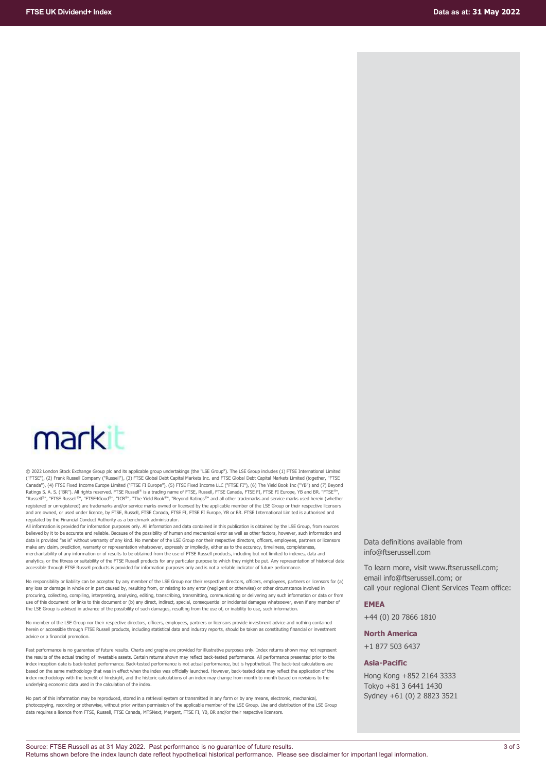markit

© 2022 London Stock Exchange Group plc and its applicable group undertakings (the "LSE Group"). The LSE Group includes (1) FTSE International Limited ("FTSE"), (2) Frank Russell Company ("Russell"), (3) FTSE Global Debt Capital Markets Inc. and FTSE Global Debt Capital Markets Limited (together, "FTSE Canada"), (4) FTSE Fixed Income Europe Limited ("FTSE FI Europe"), (5) FTSE Fixed Income LLC ("FTSE FI"), (6) The Yield Book Inc ("YB") and (7) Beyond Ratings S. A. S. ("BR"). All rights reserved. FTSE Russell® is a trading name of FTSE, Russell, FTSE Canada, FTSE FI, FTSE FI Europe, YB and BR. "FTSE®", "Russell®", "FTSE Russell®", "FTSE4Good®", "ICB®", "The Yield Book®", "Beyond Ratings®" and all other trademarks and service marks used herein (whether registered or unregistered) are trademarks and/or service marks owned or licensed by the applicable member of the LSE Group or their respective licensors and are owned, or used under licence, by FTSE, Russell, FTSE Canada, FTSE FI, FTSE FI Europe, YB or BR. FTSE International Limited is authorised and regulated by the Financial Conduct Authority as a benchmark administrator.

All information is provided for information purposes only. All information and data contained in this publication is obtained by the LSE Group, from sources believed by it to be accurate and reliable. Because of the possibility of human and mechanical error as well as other factors, however, such information and data is provided "as is" without warranty of any kind. No member of the LSE Group nor their respective directors, officers, employees, partners or licensors make any claim, prediction, warranty or representation whatsoever, expressly or impliedly, either as to the accuracy, timeliness, completeness, merchantability of any information or of results to be obtained from the use of FTSE Russell products, including but not limited to indexes, data and analytics, or the fitness or suitability of the FTSE Russell products for any particular purpose to which they might be put. Any representation of historical data accessible through FTSE Russell products is provided for information purposes only and is not a reliable indicator of future performance.

No responsibility or liability can be accepted by any member of the LSE Group nor their respective directors, officers, employees, partners or licensors for (a) any loss or damage in whole or in part caused by, resulting from, or relating to any error (negligent or otherwise) or other circumstance involved in procuring, collecting, compiling, interpreting, analysing, editing, transcribing, transmitting, communicating or delivering any such information or data or from use of this document or links to this document or (b) any direct, indirect, special, consequential or incidental damages whatsoever, even if any member of the LSE Group is advised in advance of the possibility of such damages, resulting from the use of, or inability to use, such information.

No member of the LSE Group nor their respective directors, officers, employees, partners or licensors provide investment advice and nothing contained herein or accessible through FTSE Russell products, including statistical data and industry reports, should be taken as constituting financial or investment advice or a financial promotion.

Past performance is no guarantee of future results. Charts and graphs are provided for illustrative purposes only. Index returns shown may not represent the results of the actual trading of investable assets. Certain returns shown may reflect back-tested performance. All performance presented prior to the index inception date is back-tested performance. Back-tested performance is not actual performance, but is hypothetical. The back-test calculations are based on the same methodology that was in effect when the index was officially launched. However, back-tested data may reflect the application of the index methodology with the benefit of hindsight, and the historic calculations of an index may change from month to month based on revisions to the underlying economic data used in the calculation of the index.

No part of this information may be reproduced, stored in a retrieval system or transmitted in any form or by any means, electronic, mechanical, photocopying, recording or otherwise, without prior written permission of the applicable member of the LSE Group. Use and distribution of the LSE Group data requires a licence from FTSE, Russell, FTSE Canada, MTSNext, Mergent, FTSE FI, YB, BR and/or their respective licensors.

Data definitions available from info@ftserussell.com

To learn more, visit www.ftserussell.com; email info@ftserussell.com; or call your regional Client Services Team office:

**EMEA**

+44 (0) 20 7866 1810

**North America**

+1 877 503 6437

**Asia-Pacific**

Hong Kong +852 2164 3333
Tokyo +81 3 6441 1430
Sydney +61 (0) 2 8823 3521

Source: FTSE Russell as at 31 May 2022. Past performance is no guarantee of future results.
Returns shown before the index launch date reflect hypothetical historical performance. Please see disclaimer for important legal information.